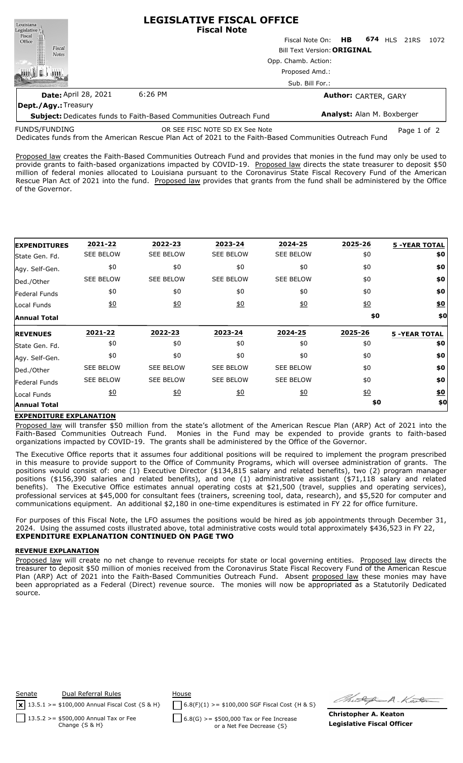# LEGISLATIVE FISCAL OFFICE
## Fiscal Note

Fiscal Note On: **HB 674** HLS 21RS 1072

Bill Text Version: **ORIGINAL**

Opp. Chamb. Action:

Proposed Amd.:

Sub. Bill For.:

**Date:** April 28, 2021 6:26 PM

**Author:** CARTER, GARY

**Dept./Agy.:** Treasury

**Subject:** Dedicates funds to Faith-Based Communities Outreach Fund

**Analyst:** Alan M. Boxberger

FUNDS/FUNDING OR SEE FISC NOTE SD EX See Note

Dedicates funds from the American Rescue Plan Act of 2021 to the Faith-Based Communities Outreach Fund

Proposed law creates the Faith-Based Communities Outreach Fund and provides that monies in the fund may only be used to provide grants to faith-based organizations impacted by COVID-19. Proposed law directs the state treasurer to deposit $50 million of federal monies allocated to Louisiana pursuant to the Coronavirus State Fiscal Recovery Fund of the American Rescue Plan Act of 2021 into the fund. Proposed law provides that grants from the fund shall be administered by the Office of the Governor.

| EXPENDITURES | 2021-22 | 2022-23 | 2023-24 | 2024-25 | 2025-26 | 5 -YEAR TOTAL |
|---|---|---|---|---|---|---|
| State Gen. Fd. | SEE BELOW | SEE BELOW | SEE BELOW | SEE BELOW | $0 | $0 |
| Agy. Self-Gen. | $0 | $0 | $0 | $0 | $0 | $0 |
| Ded./Other | SEE BELOW | SEE BELOW | SEE BELOW | SEE BELOW | $0 | $0 |
| Federal Funds | $0 | $0 | $0 | $0 | $0 | $0 |
| Local Funds | $0 | $0 | $0 | $0 | $0 | $0 |
| Annual Total | | | | | $0 | $0 |

| REVENUES | 2021-22 | 2022-23 | 2023-24 | 2024-25 | 2025-26 | 5 -YEAR TOTAL |
|---|---|---|---|---|---|---|
| State Gen. Fd. | $0 | $0 | $0 | $0 | $0 | $0 |
| Agy. Self-Gen. | $0 | $0 | $0 | $0 | $0 | $0 |
| Ded./Other | SEE BELOW | SEE BELOW | SEE BELOW | SEE BELOW | $0 | $0 |
| Federal Funds | SEE BELOW | SEE BELOW | SEE BELOW | SEE BELOW | $0 | $0 |
| Local Funds | $0 | $0 | $0 | $0 | $0 | $0 |
| Annual Total | | | | | $0 | $0 |

**EXPENDITURE EXPLANATION**

Proposed law will transfer $50 million from the state's allotment of the American Rescue Plan (ARP) Act of 2021 into the Faith-Based Communities Outreach Fund. Monies in the Fund may be expended to provide grants to faith-based organizations impacted by COVID-19. The grants shall be administered by the Office of the Governor.

The Executive Office reports that it assumes four additional positions will be required to implement the program prescribed in this measure to provide support to the Office of Community Programs, which will oversee administration of grants. The positions would consist of: one (1) Executive Director ($134,815 salary and related benefits), two (2) program manager positions ($156,390 salaries and related benefits), and one (1) administrative assistant ($71,118 salary and related benefits). The Executive Office estimates annual operating costs at $21,500 (travel, supplies and operating services), professional services at $45,000 for consultant fees (trainers, screening tool, data, research), and $5,520 for computer and communications equipment. An additional $2,180 in one-time expenditures is estimated in FY 22 for office furniture.

For purposes of this Fiscal Note, the LFO assumes the positions would be hired as job appointments through December 31, 2024. Using the assumed costs illustrated above, total administrative costs would total approximately $436,523 in FY 22,

**EXPENDITURE EXPLANATION CONTINUED ON PAGE TWO**

**REVENUE EXPLANATION**

Proposed law will create no net change to revenue receipts for state or local governing entities. Proposed law directs the treasurer to deposit $50 million of monies received from the Coronavirus State Fiscal Recovery Fund of the American Rescue Plan (ARP) Act of 2021 into the Faith-Based Communities Outreach Fund. Absent proposed law these monies may have been appropriated as a Federal (Direct) revenue source. The monies will now be appropriated as a Statutorily Dedicated source.

| Senate | Dual Referral Rules | House |
|---|---|---|
| [x] 13.5.1 >= $100,000 Annual Fiscal Cost {S & H} | | [ ] 6.8(F)(1) >= $100,000 SGF Fiscal Cost {H & S} |
| [ ] 13.5.2 >= $500,000 Annual Tax or Fee Change {S & H} | | [ ] 6.8(G) >= $500,000 Tax or Fee Increase or a Net Fee Decrease {S} |

**Christopher A. Keaton**
**Legislative Fiscal Officer**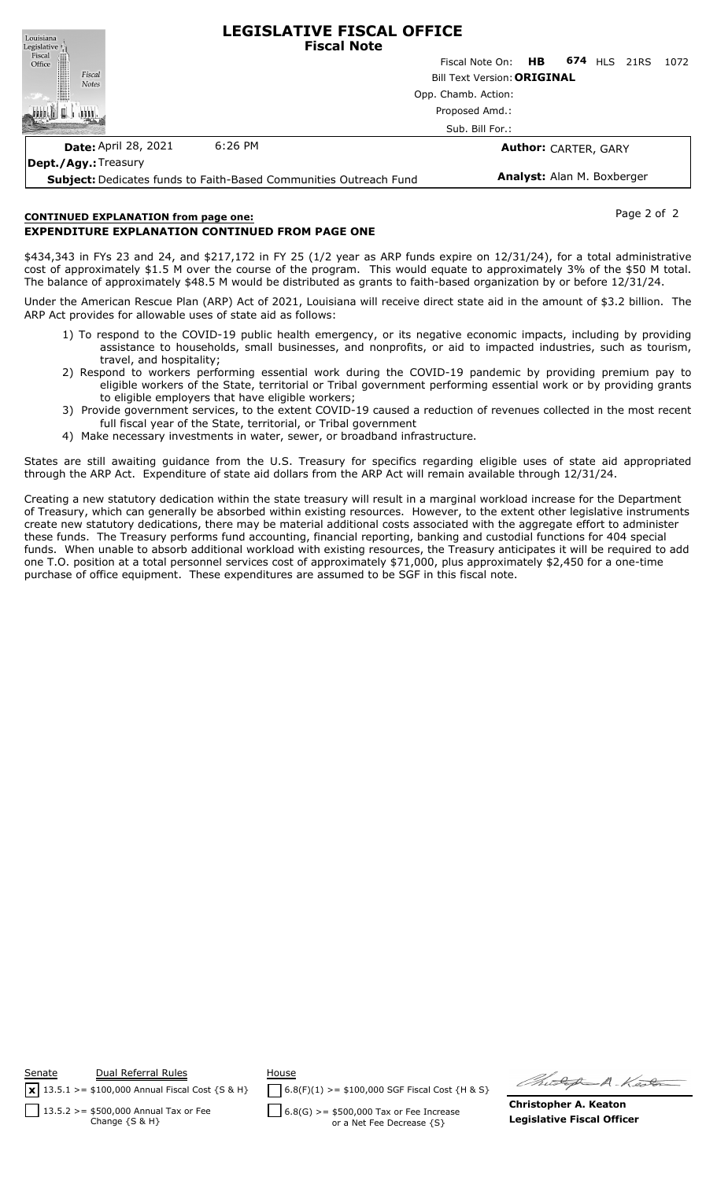# LEGISLATIVE FISCAL OFFICE
**Fiscal Note**

Fiscal Note On: **HB 674** HLS 21RS 1072

Bill Text Version: **ORIGINAL**

Opp. Chamb. Action:

Proposed Amd.:

Sub. Bill For.:

**Date:** April 28, 2021 6:26 PM

**Author:** CARTER, GARY

**Dept./Agy.:** Treasury

**Subject:** Dedicates funds to Faith-Based Communities Outreach Fund

**Analyst:** Alan M. Boxberger

**CONTINUED EXPLANATION from page one:**

**EXPENDITURE EXPLANATION CONTINUED FROM PAGE ONE**

$434,343 in FYs 23 and 24, and $217,172 in FY 25 (1/2 year as ARP funds expire on 12/31/24), for a total administrative cost of approximately $1.5 M over the course of the program. This would equate to approximately 3% of the $50 M total. The balance of approximately $48.5 M would be distributed as grants to faith-based organization by or before 12/31/24.

Under the American Rescue Plan (ARP) Act of 2021, Louisiana will receive direct state aid in the amount of $3.2 billion. The ARP Act provides for allowable uses of state aid as follows:

1) To respond to the COVID-19 public health emergency, or its negative economic impacts, including by providing assistance to households, small businesses, and nonprofits, or aid to impacted industries, such as tourism, travel, and hospitality;
2) Respond to workers performing essential work during the COVID-19 pandemic by providing premium pay to eligible workers of the State, territorial or Tribal government performing essential work or by providing grants to eligible employers that have eligible workers;
3) Provide government services, to the extent COVID-19 caused a reduction of revenues collected in the most recent full fiscal year of the State, territorial, or Tribal government
4) Make necessary investments in water, sewer, or broadband infrastructure.

States are still awaiting guidance from the U.S. Treasury for specifics regarding eligible uses of state aid appropriated through the ARP Act. Expenditure of state aid dollars from the ARP Act will remain available through 12/31/24.

Creating a new statutory dedication within the state treasury will result in a marginal workload increase for the Department of Treasury, which can generally be absorbed within existing resources. However, to the extent other legislative instruments create new statutory dedications, there may be material additional costs associated with the aggregate effort to administer these funds. The Treasury performs fund accounting, financial reporting, banking and custodial functions for 404 special funds. When unable to absorb additional workload with existing resources, the Treasury anticipates it will be required to add one T.O. position at a total personnel services cost of approximately $71,000, plus approximately $2,450 for a one-time purchase of office equipment. These expenditures are assumed to be SGF in this fiscal note.

| Senate | Dual Referral Rules | House |
|---|---|---|
| [x] | 13.5.1 >= $100,000 Annual Fiscal Cost {S & H} | [ ] 6.8(F)(1) >= $100,000 SGF Fiscal Cost {H & S} |
| [ ] | 13.5.2 >= $500,000 Annual Tax or Fee Change {S & H} | [ ] 6.8(G) >= $500,000 Tax or Fee Increase or a Net Fee Decrease {S} |

**Christopher A. Keaton**
**Legislative Fiscal Officer**